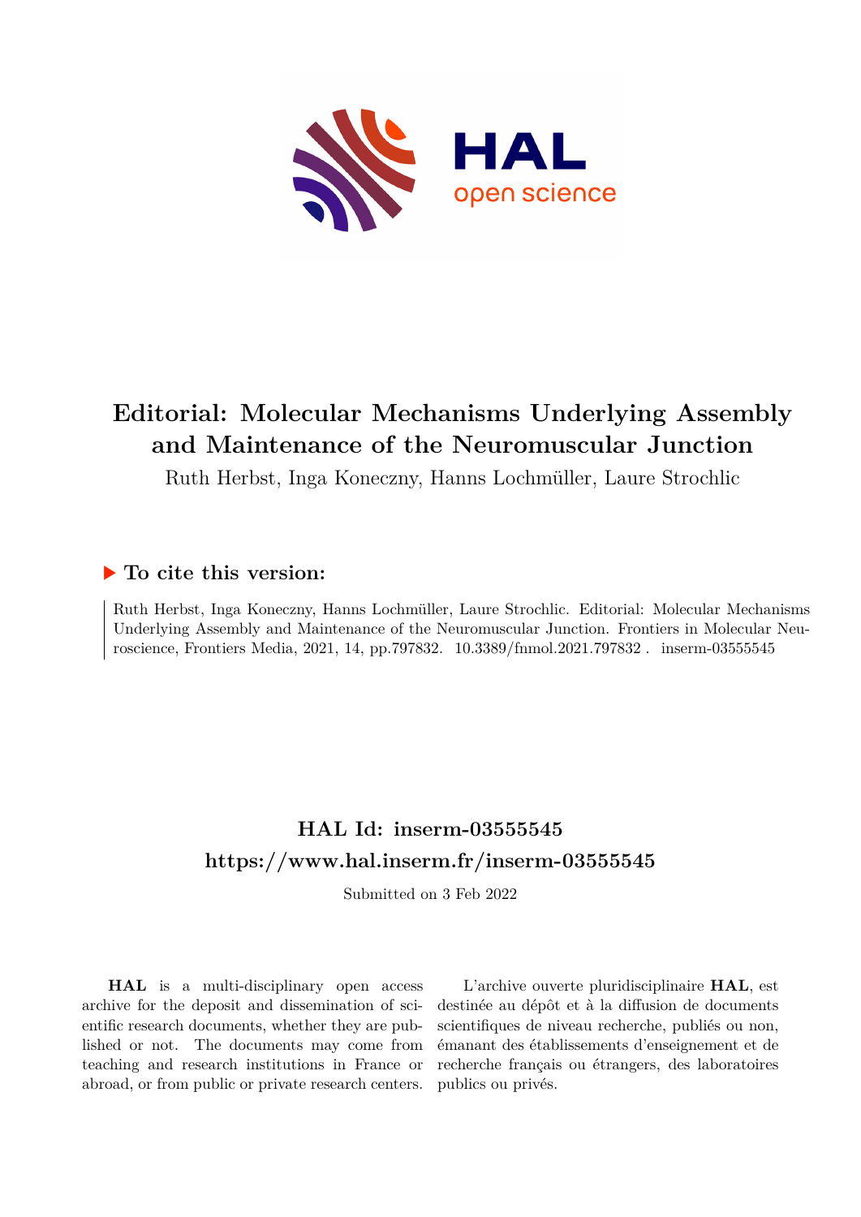# Editorial: Molecular Mechanisms Underlying Assembly and Maintenance of the Neuromuscular Junction

Ruth Herbst, Inga Koneczny, Hanns Lochmüller, Laure Strochlic

## ▶ To cite this version:

Ruth Herbst, Inga Koneczny, Hanns Lochmüller, Laure Strochlic. Editorial: Molecular Mechanisms Underlying Assembly and Maintenance of the Neuromuscular Junction. Frontiers in Molecular Neuroscience, Frontiers Media, 2021, 14, pp.797832. 10.3389/fnmol.2021.797832 . inserm-03555545

## HAL Id: inserm-03555545

## https://www.hal.inserm.fr/inserm-03555545

Submitted on 3 Feb 2022

**HAL** is a multi-disciplinary open access archive for the deposit and dissemination of scientific research documents, whether they are published or not. The documents may come from teaching and research institutions in France or abroad, or from public or private research centers.

L'archive ouverte pluridisciplinaire **HAL**, est destinée au dépôt et à la diffusion de documents scientifiques de niveau recherche, publiés ou non, émanant des établissements d'enseignement et de recherche français ou étrangers, des laboratoires publics ou privés.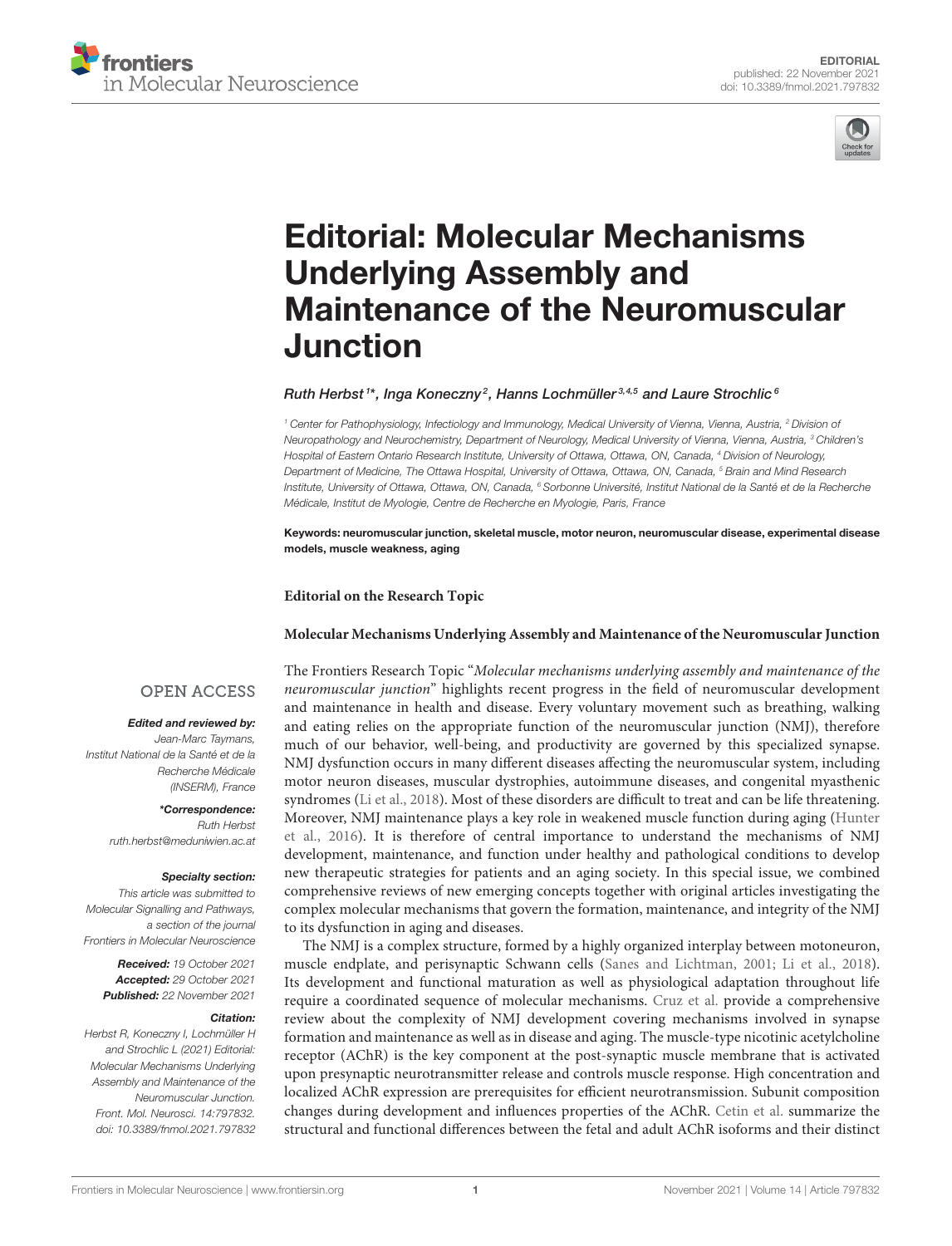# Editorial: Molecular Mechanisms Underlying Assembly and Maintenance of the Neuromuscular Junction

*Ruth Herbst[1]\*, Inga Koneczny[2], Hanns Lochmüller[3,4,5] and Laure Strochlic[6]*

[1] Center for Pathophysiology, Infectiology and Immunology, Medical University of Vienna, Vienna, Austria, [2] Division of Neuropathology and Neurochemistry, Department of Neurology, Medical University of Vienna, Vienna, Austria, [3] Children's Hospital of Eastern Ontario Research Institute, University of Ottawa, Ottawa, ON, Canada, [4] Division of Neurology, Department of Medicine, The Ottawa Hospital, University of Ottawa, Ottawa, ON, Canada, [5] Brain and Mind Research Institute, University of Ottawa, Ottawa, ON, Canada, [6] Sorbonne Université, Institut National de la Santé et de la Recherche Médicale, Institut de Myologie, Centre de Recherche en Myologie, Paris, France

**Keywords: neuromuscular junction, skeletal muscle, motor neuron, neuromuscular disease, experimental disease models, muscle weakness, aging**

OPEN ACCESS

***Edited and reviewed by:***
*Jean-Marc Taymans, Institut National de la Santé et de la Recherche Médicale (INSERM), France*

***\*Correspondence:***
*Ruth Herbst*
*ruth.herbst@meduniwien.ac.at*

***Specialty section:***
*This article was submitted to Molecular Signalling and Pathways, a section of the journal Frontiers in Molecular Neuroscience*

***Received:*** *19 October 2021*
***Accepted:*** *29 October 2021*
***Published:*** *22 November 2021*

***Citation:***
*Herbst R, Koneczny I, Lochmüller H and Strochlic L (2021) Editorial: Molecular Mechanisms Underlying Assembly and Maintenance of the Neuromuscular Junction. Front. Mol. Neurosci. 14:797832. doi: 10.3389/fnmol.2021.797832*

**Editorial on the Research Topic**

**Molecular Mechanisms Underlying Assembly and Maintenance of the Neuromuscular Junction**

The Frontiers Research Topic "*Molecular mechanisms underlying assembly and maintenance of the neuromuscular junction*" highlights recent progress in the field of neuromuscular development and maintenance in health and disease. Every voluntary movement such as breathing, walking and eating relies on the appropriate function of the neuromuscular junction (NMJ), therefore much of our behavior, well-being, and productivity are governed by this specialized synapse. NMJ dysfunction occurs in many different diseases affecting the neuromuscular system, including motor neuron diseases, muscular dystrophies, autoimmune diseases, and congenital myasthenic syndromes (Li et al., 2018). Most of these disorders are difficult to treat and can be life threatening. Moreover, NMJ maintenance plays a key role in weakened muscle function during aging (Hunter et al., 2016). It is therefore of central importance to understand the mechanisms of NMJ development, maintenance, and function under healthy and pathological conditions to develop new therapeutic strategies for patients and an aging society. In this special issue, we combined comprehensive reviews of new emerging concepts together with original articles investigating the complex molecular mechanisms that govern the formation, maintenance, and integrity of the NMJ to its dysfunction in aging and diseases.

The NMJ is a complex structure, formed by a highly organized interplay between motoneuron, muscle endplate, and perisynaptic Schwann cells (Sanes and Lichtman, 2001; Li et al., 2018). Its development and functional maturation as well as physiological adaptation throughout life require a coordinated sequence of molecular mechanisms. Cruz et al. provide a comprehensive review about the complexity of NMJ development covering mechanisms involved in synapse formation and maintenance as well as in disease and aging. The muscle-type nicotinic acetylcholine receptor (AChR) is the key component at the post-synaptic muscle membrane that is activated upon presynaptic neurotransmitter release and controls muscle response. High concentration and localized AChR expression are prerequisites for efficient neurotransmission. Subunit composition changes during development and influences properties of the AChR. Cetin et al. summarize the structural and functional differences between the fetal and adult AChR isoforms and their distinct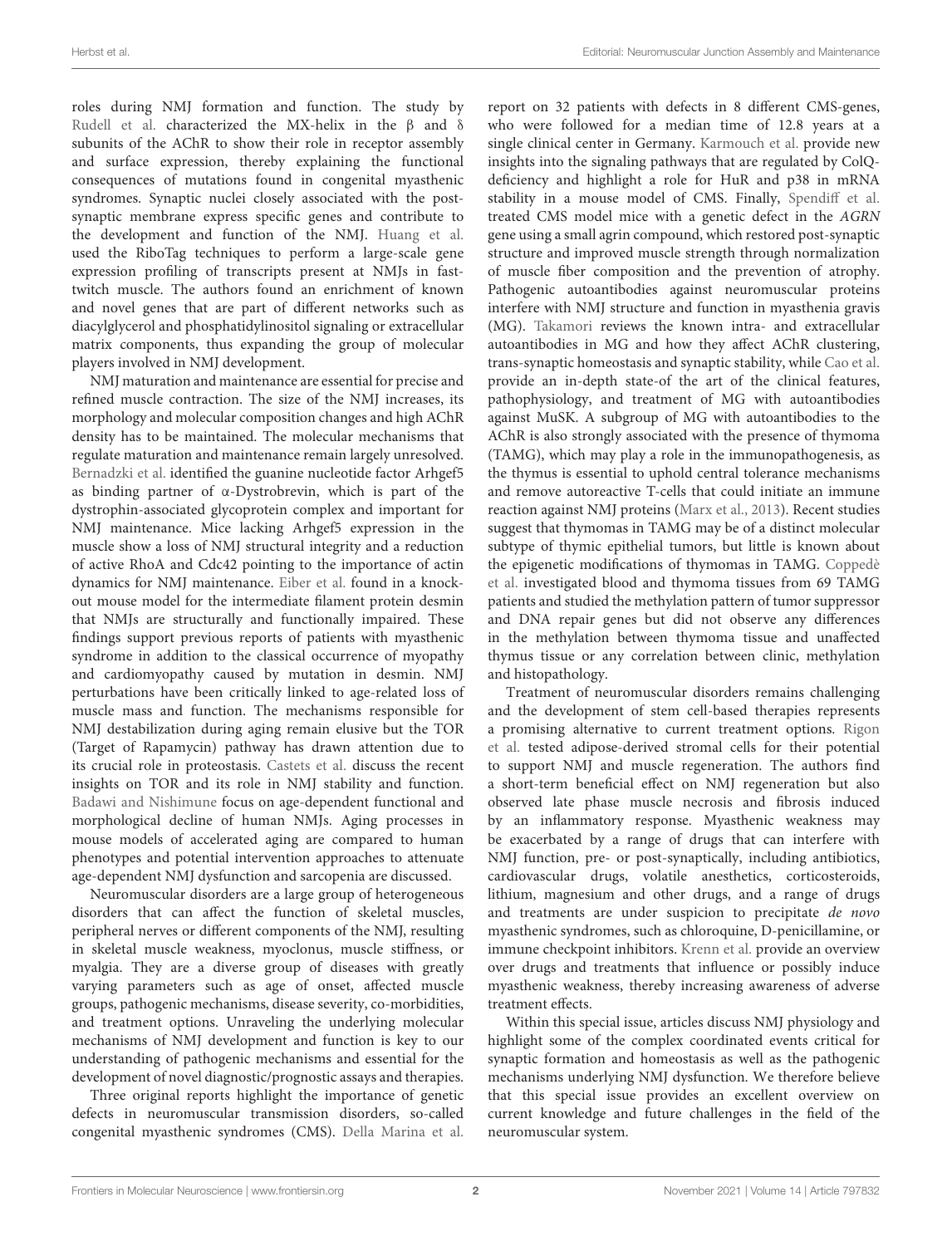roles during NMJ formation and function. The study by Rudell et al. characterized the MX-helix in the β and δ subunits of the AChR to show their role in receptor assembly and surface expression, thereby explaining the functional consequences of mutations found in congenital myasthenic syndromes. Synaptic nuclei closely associated with the post-synaptic membrane express specific genes and contribute to the development and function of the NMJ. Huang et al. used the RiboTag techniques to perform a large-scale gene expression profiling of transcripts present at NMJs in fast-twitch muscle. The authors found an enrichment of known and novel genes that are part of different networks such as diacylglycerol and phosphatidylinositol signaling or extracellular matrix components, thus expanding the group of molecular players involved in NMJ development.

NMJ maturation and maintenance are essential for precise and refined muscle contraction. The size of the NMJ increases, its morphology and molecular composition changes and high AChR density has to be maintained. The molecular mechanisms that regulate maturation and maintenance remain largely unresolved. Bernadzki et al. identified the guanine nucleotide factor Arhgef5 as binding partner of α-Dystrobrevin, which is part of the dystrophin-associated glycoprotein complex and important for NMJ maintenance. Mice lacking Arhgef5 expression in the muscle show a loss of NMJ structural integrity and a reduction of active RhoA and Cdc42 pointing to the importance of actin dynamics for NMJ maintenance. Eiber et al. found in a knock-out mouse model for the intermediate filament protein desmin that NMJs are structurally and functionally impaired. These findings support previous reports of patients with myasthenic syndrome in addition to the classical occurrence of myopathy and cardiomyopathy caused by mutation in desmin. NMJ perturbations have been critically linked to age-related loss of muscle mass and function. The mechanisms responsible for NMJ destabilization during aging remain elusive but the TOR (Target of Rapamycin) pathway has drawn attention due to its crucial role in proteostasis. Castets et al. discuss the recent insights on TOR and its role in NMJ stability and function. Badawi and Nishimune focus on age-dependent functional and morphological decline of human NMJs. Aging processes in mouse models of accelerated aging are compared to human phenotypes and potential intervention approaches to attenuate age-dependent NMJ dysfunction and sarcopenia are discussed.

Neuromuscular disorders are a large group of heterogeneous disorders that can affect the function of skeletal muscles, peripheral nerves or different components of the NMJ, resulting in skeletal muscle weakness, myoclonus, muscle stiffness, or myalgia. They are a diverse group of diseases with greatly varying parameters such as age of onset, affected muscle groups, pathogenic mechanisms, disease severity, co-morbidities, and treatment options. Unraveling the underlying molecular mechanisms of NMJ development and function is key to our understanding of pathogenic mechanisms and essential for the development of novel diagnostic/prognostic assays and therapies.

Three original reports highlight the importance of genetic defects in neuromuscular transmission disorders, so-called congenital myasthenic syndromes (CMS). Della Marina et al. report on 32 patients with defects in 8 different CMS-genes, who were followed for a median time of 12.8 years at a single clinical center in Germany. Karmouch et al. provide new insights into the signaling pathways that are regulated by ColQ-deficiency and highlight a role for HuR and p38 in mRNA stability in a mouse model of CMS. Finally, Spendiff et al. treated CMS model mice with a genetic defect in the *AGRN* gene using a small agrin compound, which restored post-synaptic structure and improved muscle strength through normalization of muscle fiber composition and the prevention of atrophy. Pathogenic autoantibodies against neuromuscular proteins interfere with NMJ structure and function in myasthenia gravis (MG). Takamori reviews the known intra- and extracellular autoantibodies in MG and how they affect AChR clustering, trans-synaptic homeostasis and synaptic stability, while Cao et al. provide an in-depth state-of the art of the clinical features, pathophysiology, and treatment of MG with autoantibodies against MuSK. A subgroup of MG with autoantibodies to the AChR is also strongly associated with the presence of thymoma (TAMG), which may play a role in the immunopathogenesis, as the thymus is essential to uphold central tolerance mechanisms and remove autoreactive T-cells that could initiate an immune reaction against NMJ proteins (Marx et al., 2013). Recent studies suggest that thymomas in TAMG may be of a distinct molecular subtype of thymic epithelial tumors, but little is known about the epigenetic modifications of thymomas in TAMG. Coppedè et al. investigated blood and thymoma tissues from 69 TAMG patients and studied the methylation pattern of tumor suppressor and DNA repair genes but did not observe any differences in the methylation between thymoma tissue and unaffected thymus tissue or any correlation between clinic, methylation and histopathology.

Treatment of neuromuscular disorders remains challenging and the development of stem cell-based therapies represents a promising alternative to current treatment options. Rigon et al. tested adipose-derived stromal cells for their potential to support NMJ and muscle regeneration. The authors find a short-term beneficial effect on NMJ regeneration but also observed late phase muscle necrosis and fibrosis induced by an inflammatory response. Myasthenic weakness may be exacerbated by a range of drugs that can interfere with NMJ function, pre- or post-synaptically, including antibiotics, cardiovascular drugs, volatile anesthetics, corticosteroids, lithium, magnesium and other drugs, and a range of drugs and treatments are under suspicion to precipitate *de novo* myasthenic syndromes, such as chloroquine, D-penicillamine, or immune checkpoint inhibitors. Krenn et al. provide an overview over drugs and treatments that influence or possibly induce myasthenic weakness, thereby increasing awareness of adverse treatment effects.

Within this special issue, articles discuss NMJ physiology and highlight some of the complex coordinated events critical for synaptic formation and homeostasis as well as the pathogenic mechanisms underlying NMJ dysfunction. We therefore believe that this special issue provides an excellent overview on current knowledge and future challenges in the field of the neuromuscular system.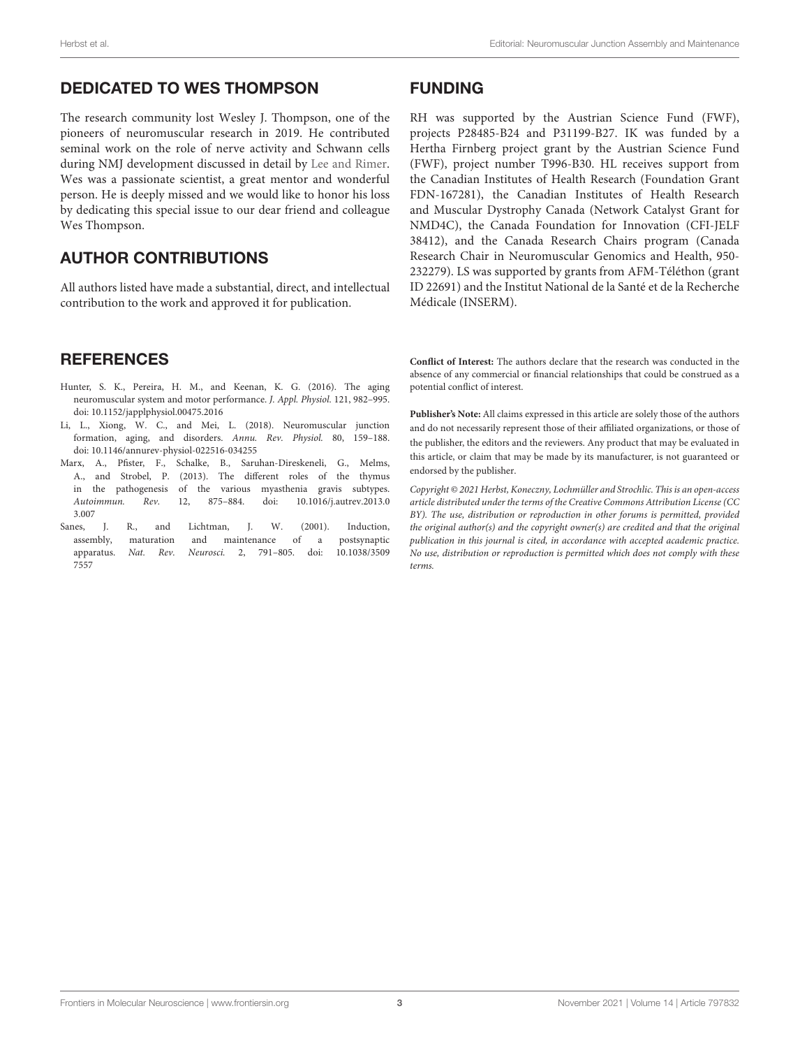## DEDICATED TO WES THOMPSON

The research community lost Wesley J. Thompson, one of the pioneers of neuromuscular research in 2019. He contributed seminal work on the role of nerve activity and Schwann cells during NMJ development discussed in detail by Lee and Rimer. Wes was a passionate scientist, a great mentor and wonderful person. He is deeply missed and we would like to honor his loss by dedicating this special issue to our dear friend and colleague Wes Thompson.

## AUTHOR CONTRIBUTIONS

All authors listed have made a substantial, direct, and intellectual contribution to the work and approved it for publication.

## FUNDING

RH was supported by the Austrian Science Fund (FWF), projects P28485-B24 and P31199-B27. IK was funded by a Hertha Firnberg project grant by the Austrian Science Fund (FWF), project number T996-B30. HL receives support from the Canadian Institutes of Health Research (Foundation Grant FDN-167281), the Canadian Institutes of Health Research and Muscular Dystrophy Canada (Network Catalyst Grant for NMD4C), the Canada Foundation for Innovation (CFI-JELF 38412), and the Canada Research Chairs program (Canada Research Chair in Neuromuscular Genomics and Health, 950-232279). LS was supported by grants from AFM-Téléthon (grant ID 22691) and the Institut National de la Santé et de la Recherche Médicale (INSERM).

## REFERENCES

Hunter, S. K., Pereira, H. M., and Keenan, K. G. (2016). The aging neuromuscular system and motor performance. *J. Appl. Physiol.* 121, 982–995. doi: 10.1152/japplphysiol.00475.2016

Li, L., Xiong, W. C., and Mei, L. (2018). Neuromuscular junction formation, aging, and disorders. *Annu. Rev. Physiol.* 80, 159–188. doi: 10.1146/annurev-physiol-022516-034255

Marx, A., Pfister, F., Schalke, B., Saruhan-Direskeneli, G., Melms, A., and Strobel, P. (2013). The different roles of the thymus in the pathogenesis of the various myasthenia gravis subtypes. *Autoimmun. Rev.* 12, 875–884. doi: 10.1016/j.autrev.2013.03.007

Sanes, J. R., and Lichtman, J. W. (2001). Induction, assembly, maturation and maintenance of a postsynaptic apparatus. *Nat. Rev. Neurosci.* 2, 791–805. doi: 10.1038/35097557

**Conflict of Interest:** The authors declare that the research was conducted in the absence of any commercial or financial relationships that could be construed as a potential conflict of interest.

**Publisher's Note:** All claims expressed in this article are solely those of the authors and do not necessarily represent those of their affiliated organizations, or those of the publisher, the editors and the reviewers. Any product that may be evaluated in this article, or claim that may be made by its manufacturer, is not guaranteed or endorsed by the publisher.

*Copyright © 2021 Herbst, Koneczny, Lochmüller and Strochlic. This is an open-access article distributed under the terms of the Creative Commons Attribution License (CC BY). The use, distribution or reproduction in other forums is permitted, provided the original author(s) and the copyright owner(s) are credited and that the original publication in this journal is cited, in accordance with accepted academic practice. No use, distribution or reproduction is permitted which does not comply with these terms.*